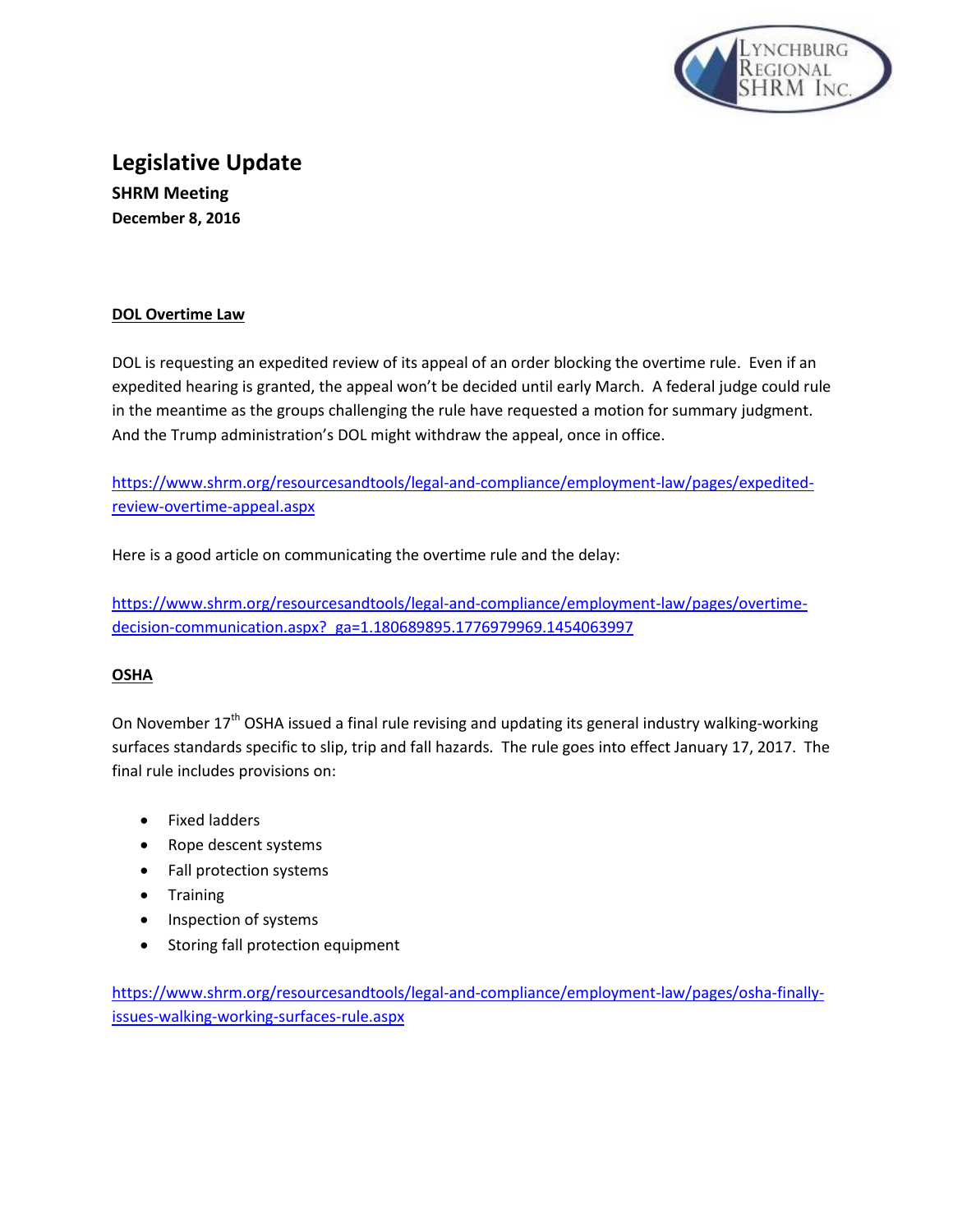# Legislative Update

**SHRM Meeting**
**December 8, 2016**

## DOL Overtime Law

DOL is requesting an expedited review of its appeal of an order blocking the overtime rule. Even if an expedited hearing is granted, the appeal won't be decided until early March. A federal judge could rule in the meantime as the groups challenging the rule have requested a motion for summary judgment. And the Trump administration's DOL might withdraw the appeal, once in office.

https://www.shrm.org/resourcesandtools/legal-and-compliance/employment-law/pages/expedited-review-overtime-appeal.aspx

Here is a good article on communicating the overtime rule and the delay:

https://www.shrm.org/resourcesandtools/legal-and-compliance/employment-law/pages/overtime-decision-communication.aspx?_ga=1.180689895.1776979969.1454063997

## OSHA

On November 17th OSHA issued a final rule revising and updating its general industry walking-working surfaces standards specific to slip, trip and fall hazards. The rule goes into effect January 17, 2017. The final rule includes provisions on:

- Fixed ladders
- Rope descent systems
- Fall protection systems
- Training
- Inspection of systems
- Storing fall protection equipment

https://www.shrm.org/resourcesandtools/legal-and-compliance/employment-law/pages/osha-finally-issues-walking-working-surfaces-rule.aspx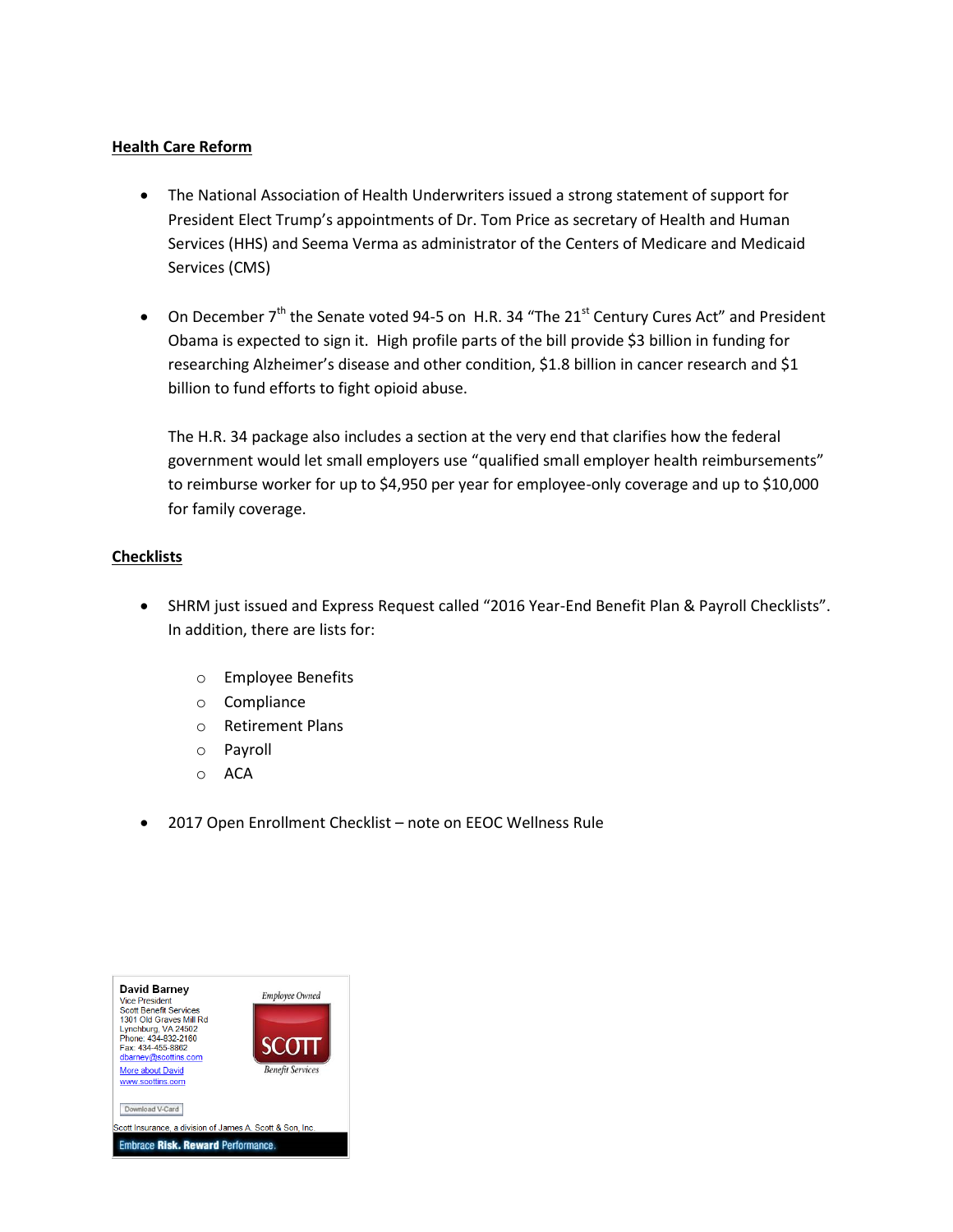**Health Care Reform**

- The National Association of Health Underwriters issued a strong statement of support for President Elect Trump's appointments of Dr. Tom Price as secretary of Health and Human Services (HHS) and Seema Verma as administrator of the Centers of Medicare and Medicaid Services (CMS)

- On December 7th the Senate voted 94-5 on H.R. 34 "The 21st Century Cures Act" and President Obama is expected to sign it. High profile parts of the bill provide $3 billion in funding for researching Alzheimer's disease and other condition, $1.8 billion in cancer research and $1 billion to fund efforts to fight opioid abuse.

  The H.R. 34 package also includes a section at the very end that clarifies how the federal government would let small employers use "qualified small employer health reimbursements" to reimburse worker for up to $4,950 per year for employee-only coverage and up to $10,000 for family coverage.

**Checklists**

- SHRM just issued and Express Request called "2016 Year-End Benefit Plan & Payroll Checklists". In addition, there are lists for:
  - Employee Benefits
  - Compliance
  - Retirement Plans
  - Payroll
  - ACA

- 2017 Open Enrollment Checklist – note on EEOC Wellness Rule

**David Barney**
Vice President
Scott Benefit Services
1301 Old Graves Mill Rd
Lynchburg, VA 24502
Phone: 434-832-2160
Fax: 434-455-8862
dbarney@scottins.com
More about David
www.scottins.com

Download V-Card

Employee Owned
SCOTT
Benefit Services

Scott Insurance, a division of James A. Scott & Son, Inc.

Embrace **Risk. Reward** Performance.